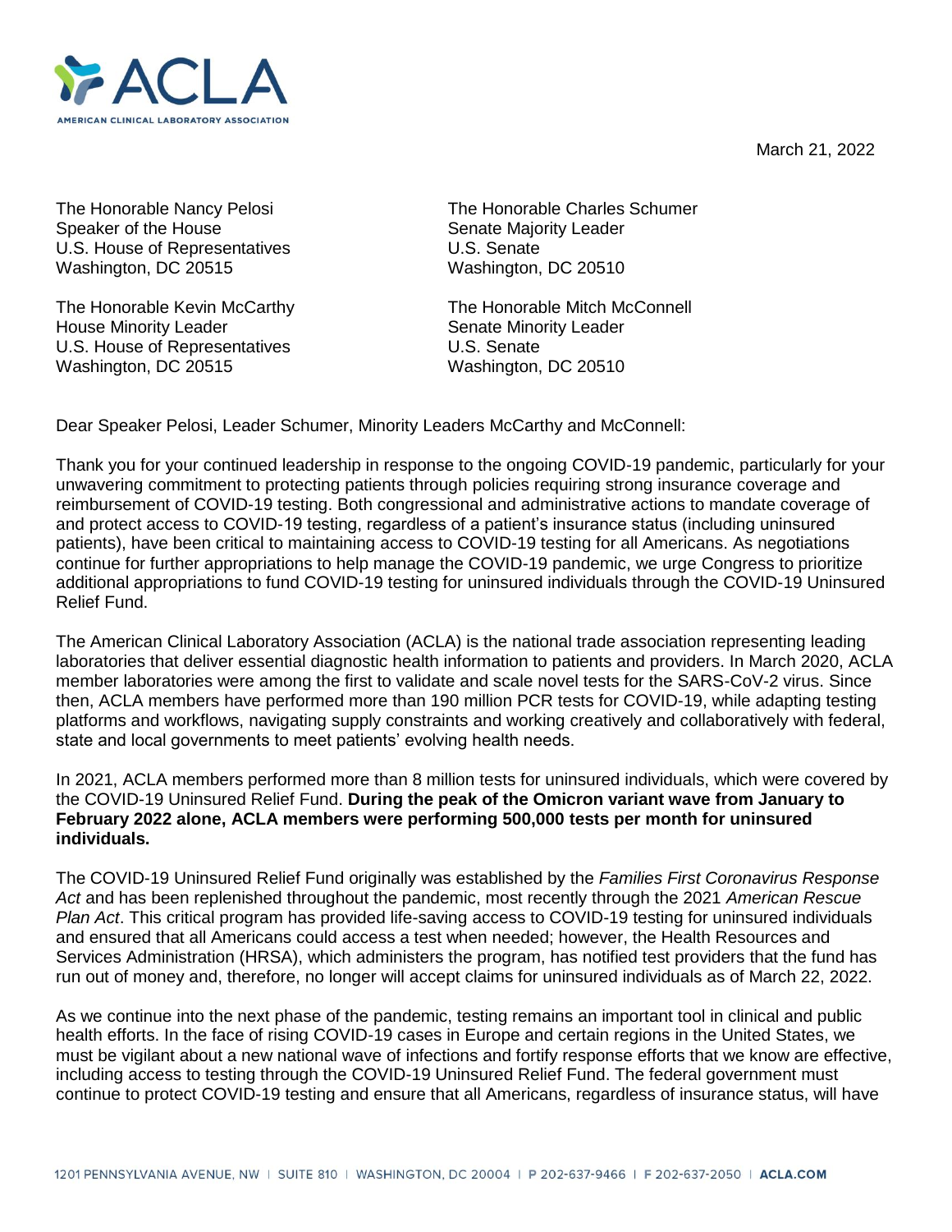ACLA

AMERICAN CLINICAL LABORATORY ASSOCIATION

March 21, 2022

The Honorable Nancy Pelosi
Speaker of the House
U.S. House of Representatives
Washington, DC 20515

The Honorable Charles Schumer
Senate Majority Leader
U.S. Senate
Washington, DC 20510

The Honorable Kevin McCarthy
House Minority Leader
U.S. House of Representatives
Washington, DC 20515

The Honorable Mitch McConnell
Senate Minority Leader
U.S. Senate
Washington, DC 20510

Dear Speaker Pelosi, Leader Schumer, Minority Leaders McCarthy and McConnell:

Thank you for your continued leadership in response to the ongoing COVID-19 pandemic, particularly for your unwavering commitment to protecting patients through policies requiring strong insurance coverage and reimbursement of COVID-19 testing. Both congressional and administrative actions to mandate coverage of and protect access to COVID-19 testing, regardless of a patient's insurance status (including uninsured patients), have been critical to maintaining access to COVID-19 testing for all Americans. As negotiations continue for further appropriations to help manage the COVID-19 pandemic, we urge Congress to prioritize additional appropriations to fund COVID-19 testing for uninsured individuals through the COVID-19 Uninsured Relief Fund.

The American Clinical Laboratory Association (ACLA) is the national trade association representing leading laboratories that deliver essential diagnostic health information to patients and providers. In March 2020, ACLA member laboratories were among the first to validate and scale novel tests for the SARS-CoV-2 virus. Since then, ACLA members have performed more than 190 million PCR tests for COVID-19, while adapting testing platforms and workflows, navigating supply constraints and working creatively and collaboratively with federal, state and local governments to meet patients' evolving health needs.

In 2021, ACLA members performed more than 8 million tests for uninsured individuals, which were covered by the COVID-19 Uninsured Relief Fund. **During the peak of the Omicron variant wave from January to February 2022 alone, ACLA members were performing 500,000 tests per month for uninsured individuals.**

The COVID-19 Uninsured Relief Fund originally was established by the *Families First Coronavirus Response Act* and has been replenished throughout the pandemic, most recently through the 2021 *American Rescue Plan Act*. This critical program has provided life-saving access to COVID-19 testing for uninsured individuals and ensured that all Americans could access a test when needed; however, the Health Resources and Services Administration (HRSA), which administers the program, has notified test providers that the fund has run out of money and, therefore, no longer will accept claims for uninsured individuals as of March 22, 2022.

As we continue into the next phase of the pandemic, testing remains an important tool in clinical and public health efforts. In the face of rising COVID-19 cases in Europe and certain regions in the United States, we must be vigilant about a new national wave of infections and fortify response efforts that we know are effective, including access to testing through the COVID-19 Uninsured Relief Fund. The federal government must continue to protect COVID-19 testing and ensure that all Americans, regardless of insurance status, will have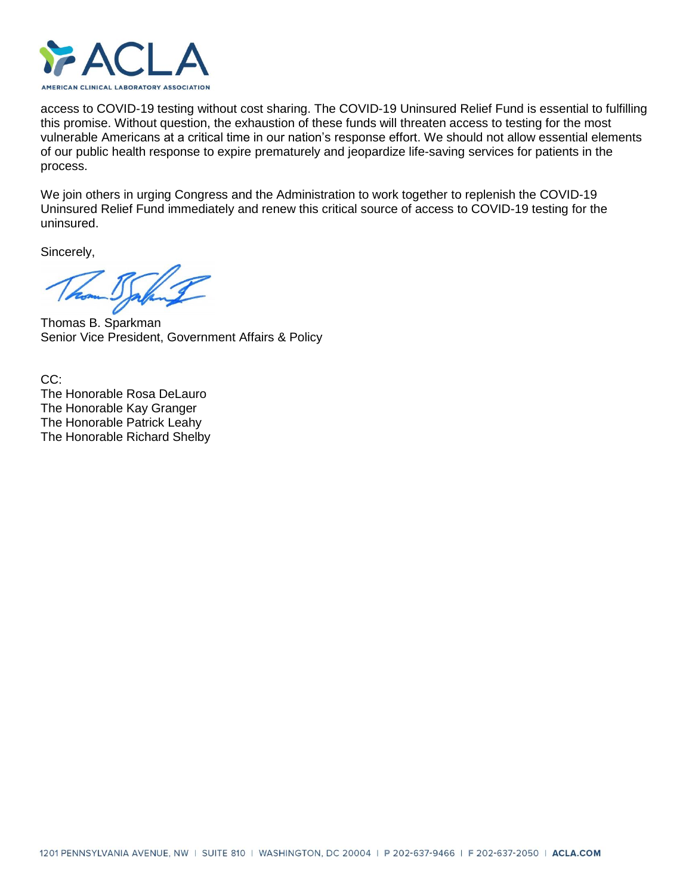access to COVID-19 testing without cost sharing. The COVID-19 Uninsured Relief Fund is essential to fulfilling this promise. Without question, the exhaustion of these funds will threaten access to testing for the most vulnerable Americans at a critical time in our nation's response effort. We should not allow essential elements of our public health response to expire prematurely and jeopardize life-saving services for patients in the process.

We join others in urging Congress and the Administration to work together to replenish the COVID-19 Uninsured Relief Fund immediately and renew this critical source of access to COVID-19 testing for the uninsured.

Sincerely,

Thomas B. Sparkman
Senior Vice President, Government Affairs & Policy

CC:
The Honorable Rosa DeLauro
The Honorable Kay Granger
The Honorable Patrick Leahy
The Honorable Richard Shelby